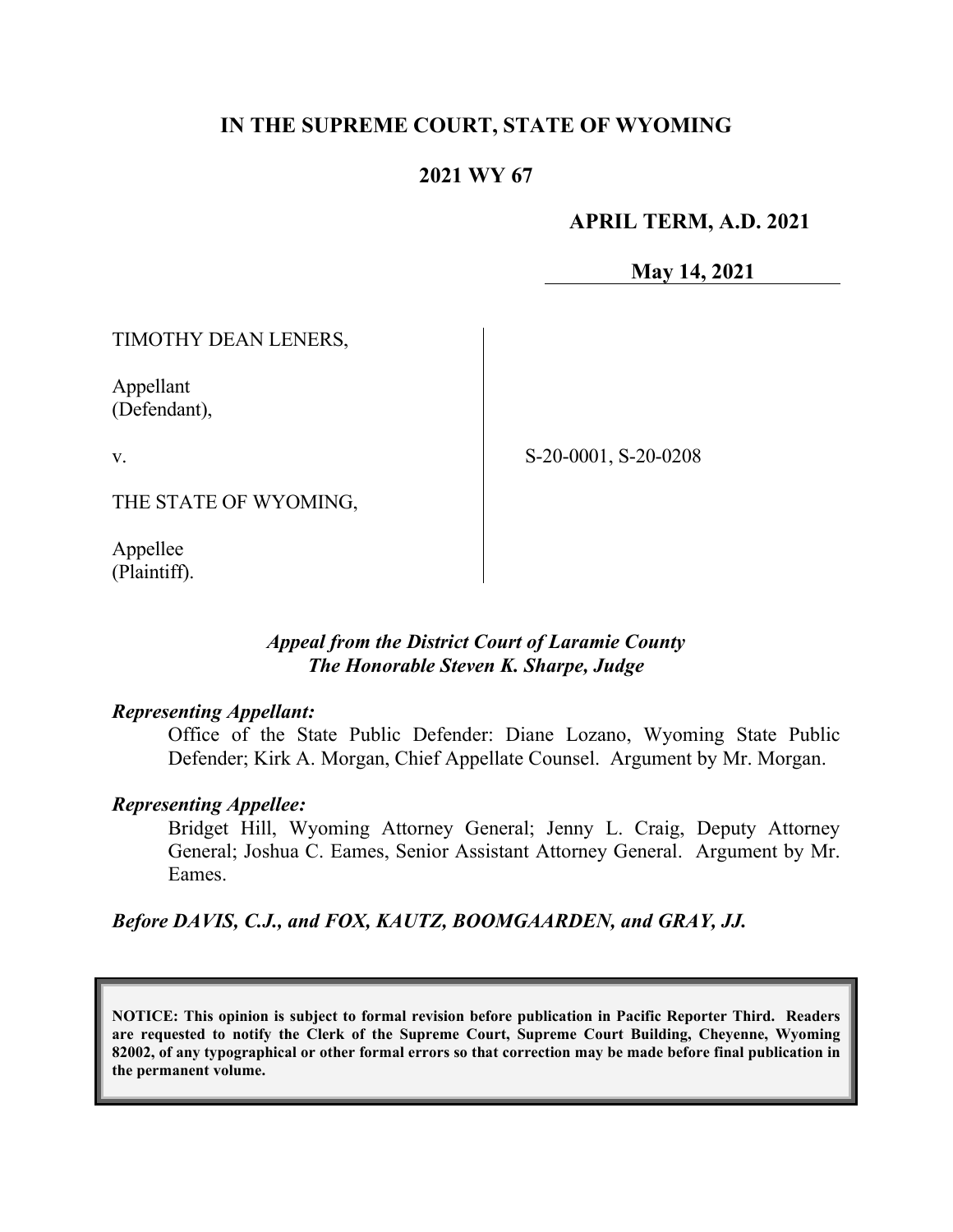# IN THE SUPREME COURT, STATE OF WYOMING

## 2021 WY 67

**APRIL TERM, A.D. 2021**

**May 14, 2021**

TIMOTHY DEAN LENERS,

Appellant
(Defendant),

v.

THE STATE OF WYOMING,

Appellee
(Plaintiff).

S-20-0001, S-20-0208

*Appeal from the District Court of Laramie County*
*The Honorable Steven K. Sharpe, Judge*

***Representing Appellant:***

Office of the State Public Defender: Diane Lozano, Wyoming State Public Defender; Kirk A. Morgan, Chief Appellate Counsel. Argument by Mr. Morgan.

***Representing Appellee:***

Bridget Hill, Wyoming Attorney General; Jenny L. Craig, Deputy Attorney General; Joshua C. Eames, Senior Assistant Attorney General. Argument by Mr. Eames.

***Before DAVIS, C.J., and FOX, KAUTZ, BOOMGAARDEN, and GRAY, JJ.***

**NOTICE: This opinion is subject to formal revision before publication in Pacific Reporter Third. Readers are requested to notify the Clerk of the Supreme Court, Supreme Court Building, Cheyenne, Wyoming 82002, of any typographical or other formal errors so that correction may be made before final publication in the permanent volume.**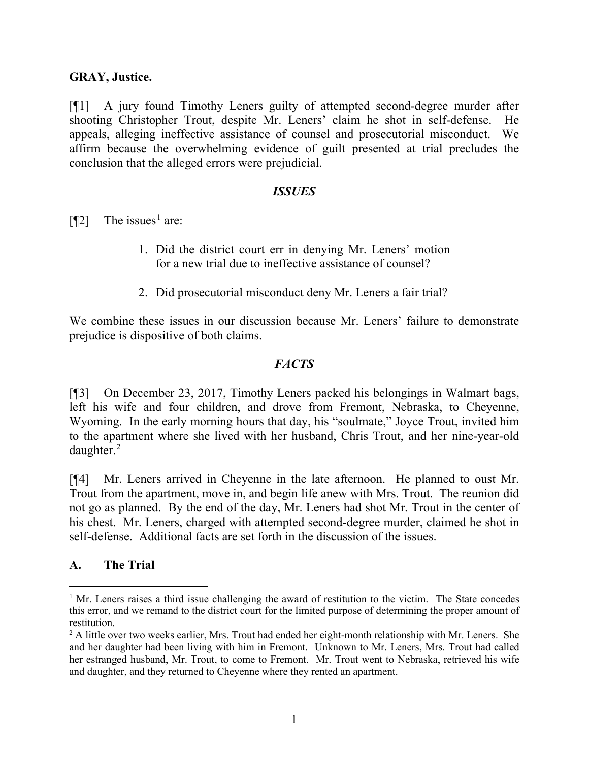**GRAY, Justice.**

[¶1] A jury found Timothy Leners guilty of attempted second-degree murder after shooting Christopher Trout, despite Mr. Leners' claim he shot in self-defense. He appeals, alleging ineffective assistance of counsel and prosecutorial misconduct. We affirm because the overwhelming evidence of guilt presented at trial precludes the conclusion that the alleged errors were prejudicial.

## *ISSUES*

[¶2] The issues[1] are:

> 1. Did the district court err in denying Mr. Leners' motion for a new trial due to ineffective assistance of counsel?
>
> 2. Did prosecutorial misconduct deny Mr. Leners a fair trial?

We combine these issues in our discussion because Mr. Leners' failure to demonstrate prejudice is dispositive of both claims.

## *FACTS*

[¶3] On December 23, 2017, Timothy Leners packed his belongings in Walmart bags, left his wife and four children, and drove from Fremont, Nebraska, to Cheyenne, Wyoming. In the early morning hours that day, his "soulmate," Joyce Trout, invited him to the apartment where she lived with her husband, Chris Trout, and her nine-year-old daughter.[2]

[¶4] Mr. Leners arrived in Cheyenne in the late afternoon. He planned to oust Mr. Trout from the apartment, move in, and begin life anew with Mrs. Trout. The reunion did not go as planned. By the end of the day, Mr. Leners had shot Mr. Trout in the center of his chest. Mr. Leners, charged with attempted second-degree murder, claimed he shot in self-defense. Additional facts are set forth in the discussion of the issues.

### A. The Trial

---

[1] Mr. Leners raises a third issue challenging the award of restitution to the victim. The State concedes this error, and we remand to the district court for the limited purpose of determining the proper amount of restitution.

[2] A little over two weeks earlier, Mrs. Trout had ended her eight-month relationship with Mr. Leners. She and her daughter had been living with him in Fremont. Unknown to Mr. Leners, Mrs. Trout had called her estranged husband, Mr. Trout, to come to Fremont. Mr. Trout went to Nebraska, retrieved his wife and daughter, and they returned to Cheyenne where they rented an apartment.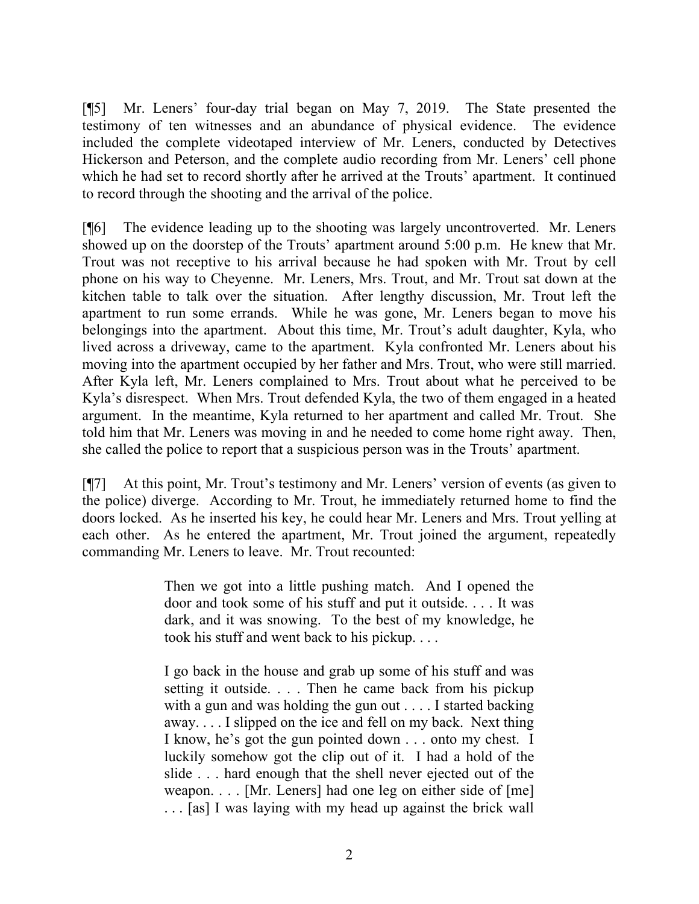[¶5] Mr. Leners' four-day trial began on May 7, 2019. The State presented the testimony of ten witnesses and an abundance of physical evidence. The evidence included the complete videotaped interview of Mr. Leners, conducted by Detectives Hickerson and Peterson, and the complete audio recording from Mr. Leners' cell phone which he had set to record shortly after he arrived at the Trouts' apartment. It continued to record through the shooting and the arrival of the police.

[¶6] The evidence leading up to the shooting was largely uncontroverted. Mr. Leners showed up on the doorstep of the Trouts' apartment around 5:00 p.m. He knew that Mr. Trout was not receptive to his arrival because he had spoken with Mr. Trout by cell phone on his way to Cheyenne. Mr. Leners, Mrs. Trout, and Mr. Trout sat down at the kitchen table to talk over the situation. After lengthy discussion, Mr. Trout left the apartment to run some errands. While he was gone, Mr. Leners began to move his belongings into the apartment. About this time, Mr. Trout's adult daughter, Kyla, who lived across a driveway, came to the apartment. Kyla confronted Mr. Leners about his moving into the apartment occupied by her father and Mrs. Trout, who were still married. After Kyla left, Mr. Leners complained to Mrs. Trout about what he perceived to be Kyla's disrespect. When Mrs. Trout defended Kyla, the two of them engaged in a heated argument. In the meantime, Kyla returned to her apartment and called Mr. Trout. She told him that Mr. Leners was moving in and he needed to come home right away. Then, she called the police to report that a suspicious person was in the Trouts' apartment.

[¶7] At this point, Mr. Trout's testimony and Mr. Leners' version of events (as given to the police) diverge. According to Mr. Trout, he immediately returned home to find the doors locked. As he inserted his key, he could hear Mr. Leners and Mrs. Trout yelling at each other. As he entered the apartment, Mr. Trout joined the argument, repeatedly commanding Mr. Leners to leave. Mr. Trout recounted:

> Then we got into a little pushing match. And I opened the door and took some of his stuff and put it outside. . . . It was dark, and it was snowing. To the best of my knowledge, he took his stuff and went back to his pickup. . . .
>
> I go back in the house and grab up some of his stuff and was setting it outside. . . . Then he came back from his pickup with a gun and was holding the gun out . . . . I started backing away. . . . I slipped on the ice and fell on my back. Next thing I know, he's got the gun pointed down . . . onto my chest. I luckily somehow got the clip out of it. I had a hold of the slide . . . hard enough that the shell never ejected out of the weapon. . . . [Mr. Leners] had one leg on either side of [me] . . . [as] I was laying with my head up against the brick wall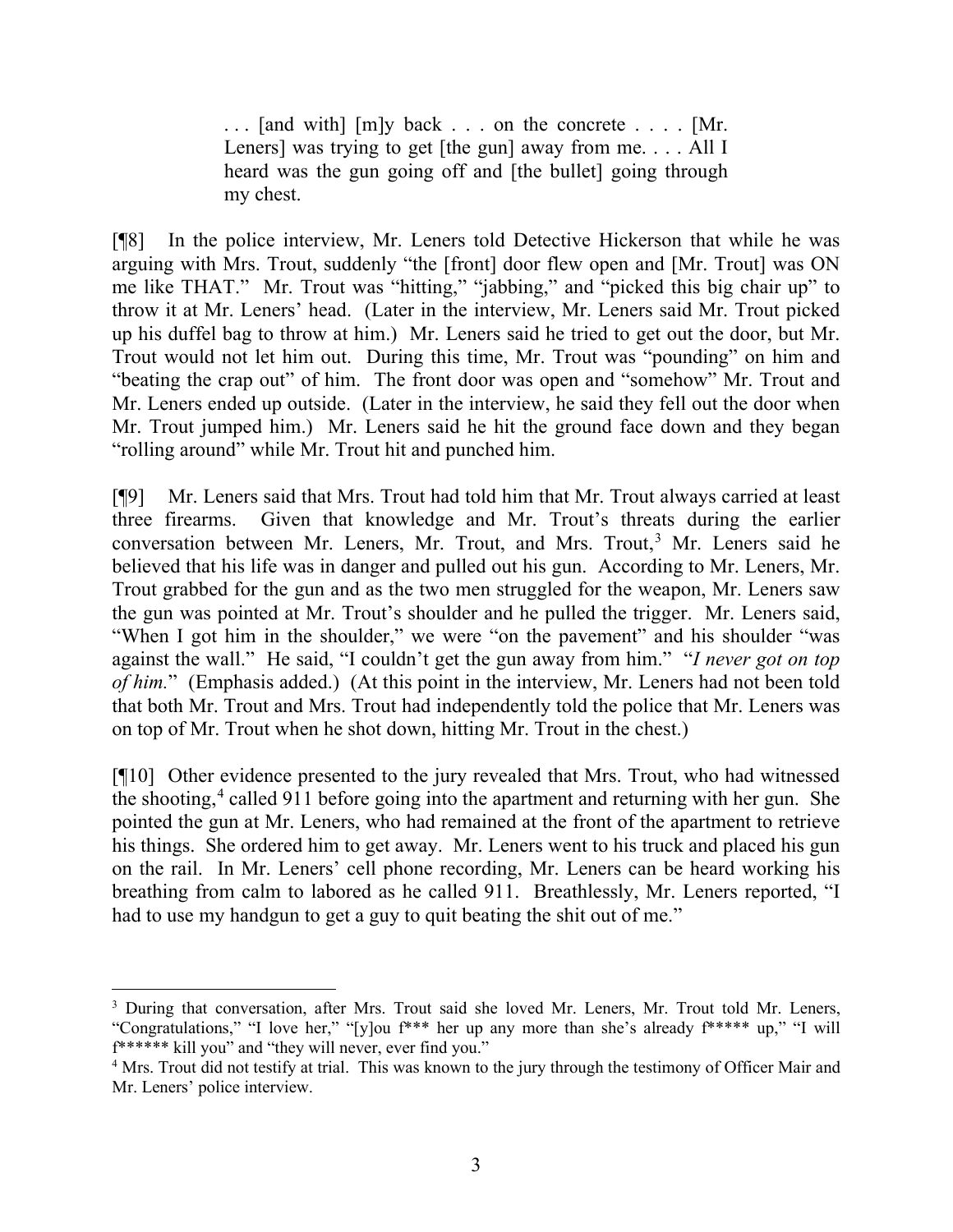> . . . [and with] [m]y back . . . on the concrete . . . . [Mr. Leners] was trying to get [the gun] away from me. . . . All I heard was the gun going off and [the bullet] going through my chest.

[¶8] In the police interview, Mr. Leners told Detective Hickerson that while he was arguing with Mrs. Trout, suddenly "the [front] door flew open and [Mr. Trout] was ON me like THAT." Mr. Trout was "hitting," "jabbing," and "picked this big chair up" to throw it at Mr. Leners' head. (Later in the interview, Mr. Leners said Mr. Trout picked up his duffel bag to throw at him.) Mr. Leners said he tried to get out the door, but Mr. Trout would not let him out. During this time, Mr. Trout was "pounding" on him and "beating the crap out" of him. The front door was open and "somehow" Mr. Trout and Mr. Leners ended up outside. (Later in the interview, he said they fell out the door when Mr. Trout jumped him.) Mr. Leners said he hit the ground face down and they began "rolling around" while Mr. Trout hit and punched him.

[¶9] Mr. Leners said that Mrs. Trout had told him that Mr. Trout always carried at least three firearms. Given that knowledge and Mr. Trout's threats during the earlier conversation between Mr. Leners, Mr. Trout, and Mrs. Trout,[3] Mr. Leners said he believed that his life was in danger and pulled out his gun. According to Mr. Leners, Mr. Trout grabbed for the gun and as the two men struggled for the weapon, Mr. Leners saw the gun was pointed at Mr. Trout's shoulder and he pulled the trigger. Mr. Leners said, "When I got him in the shoulder," we were "on the pavement" and his shoulder "was against the wall." He said, "I couldn't get the gun away from him." "*I never got on top of him.*" (Emphasis added.) (At this point in the interview, Mr. Leners had not been told that both Mr. Trout and Mrs. Trout had independently told the police that Mr. Leners was on top of Mr. Trout when he shot down, hitting Mr. Trout in the chest.)

[¶10] Other evidence presented to the jury revealed that Mrs. Trout, who had witnessed the shooting,[4] called 911 before going into the apartment and returning with her gun. She pointed the gun at Mr. Leners, who had remained at the front of the apartment to retrieve his things. She ordered him to get away. Mr. Leners went to his truck and placed his gun on the rail. In Mr. Leners' cell phone recording, Mr. Leners can be heard working his breathing from calm to labored as he called 911. Breathlessly, Mr. Leners reported, "I had to use my handgun to get a guy to quit beating the shit out of me."

---

[3] During that conversation, after Mrs. Trout said she loved Mr. Leners, Mr. Trout told Mr. Leners, "Congratulations," "I love her," "[y]ou f*** her up any more than she's already f***** up," "I will f****** kill you" and "they will never, ever find you."

[4] Mrs. Trout did not testify at trial. This was known to the jury through the testimony of Officer Mair and Mr. Leners' police interview.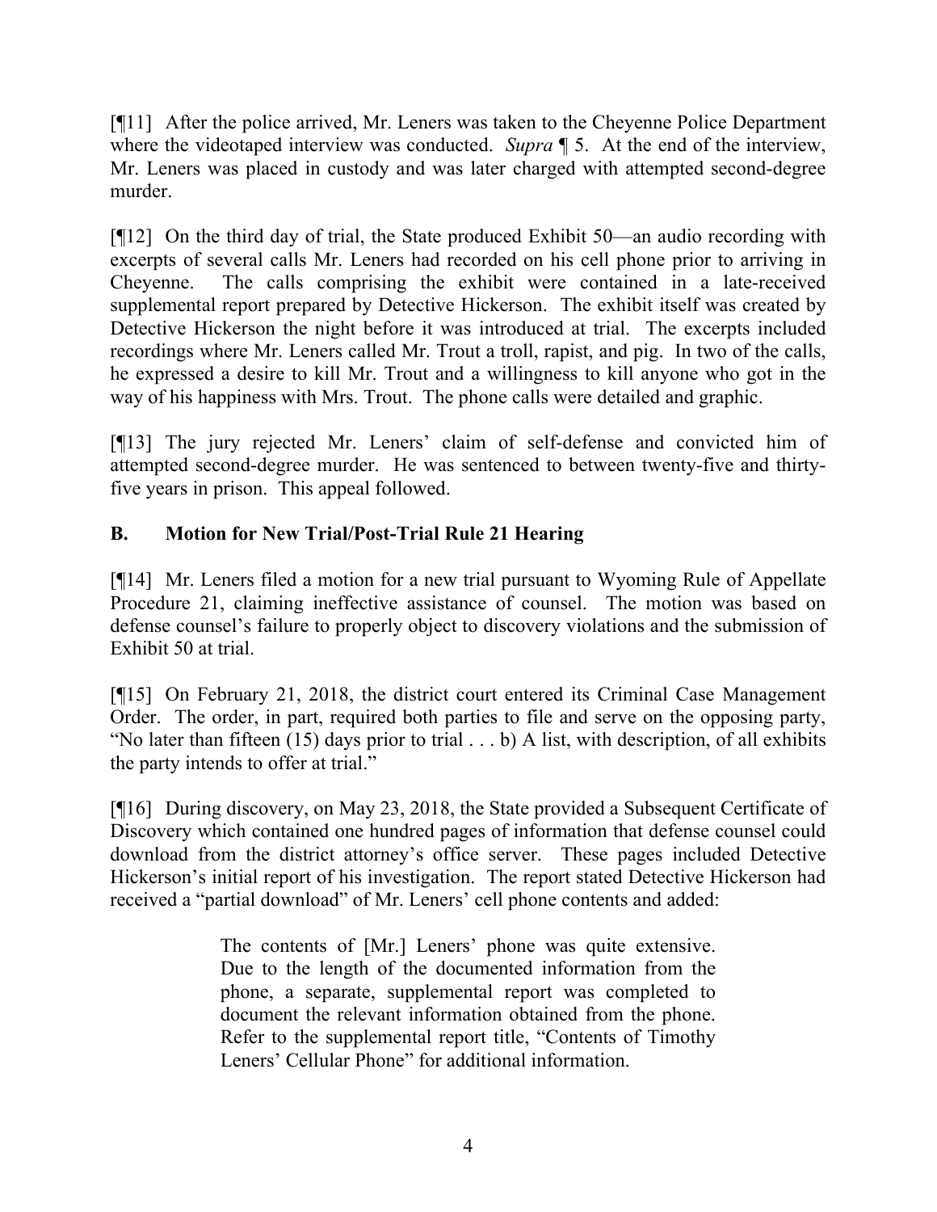[¶11] After the police arrived, Mr. Leners was taken to the Cheyenne Police Department where the videotaped interview was conducted. *Supra* ¶ 5. At the end of the interview, Mr. Leners was placed in custody and was later charged with attempted second-degree murder.

[¶12] On the third day of trial, the State produced Exhibit 50—an audio recording with excerpts of several calls Mr. Leners had recorded on his cell phone prior to arriving in Cheyenne. The calls comprising the exhibit were contained in a late-received supplemental report prepared by Detective Hickerson. The exhibit itself was created by Detective Hickerson the night before it was introduced at trial. The excerpts included recordings where Mr. Leners called Mr. Trout a troll, rapist, and pig. In two of the calls, he expressed a desire to kill Mr. Trout and a willingness to kill anyone who got in the way of his happiness with Mrs. Trout. The phone calls were detailed and graphic.

[¶13] The jury rejected Mr. Leners' claim of self-defense and convicted him of attempted second-degree murder. He was sentenced to between twenty-five and thirty-five years in prison. This appeal followed.

### B. Motion for New Trial/Post-Trial Rule 21 Hearing

[¶14] Mr. Leners filed a motion for a new trial pursuant to Wyoming Rule of Appellate Procedure 21, claiming ineffective assistance of counsel. The motion was based on defense counsel's failure to properly object to discovery violations and the submission of Exhibit 50 at trial.

[¶15] On February 21, 2018, the district court entered its Criminal Case Management Order. The order, in part, required both parties to file and serve on the opposing party, "No later than fifteen (15) days prior to trial . . . b) A list, with description, of all exhibits the party intends to offer at trial."

[¶16] During discovery, on May 23, 2018, the State provided a Subsequent Certificate of Discovery which contained one hundred pages of information that defense counsel could download from the district attorney's office server. These pages included Detective Hickerson's initial report of his investigation. The report stated Detective Hickerson had received a "partial download" of Mr. Leners' cell phone contents and added:

> The contents of [Mr.] Leners' phone was quite extensive. Due to the length of the documented information from the phone, a separate, supplemental report was completed to document the relevant information obtained from the phone. Refer to the supplemental report title, "Contents of Timothy Leners' Cellular Phone" for additional information.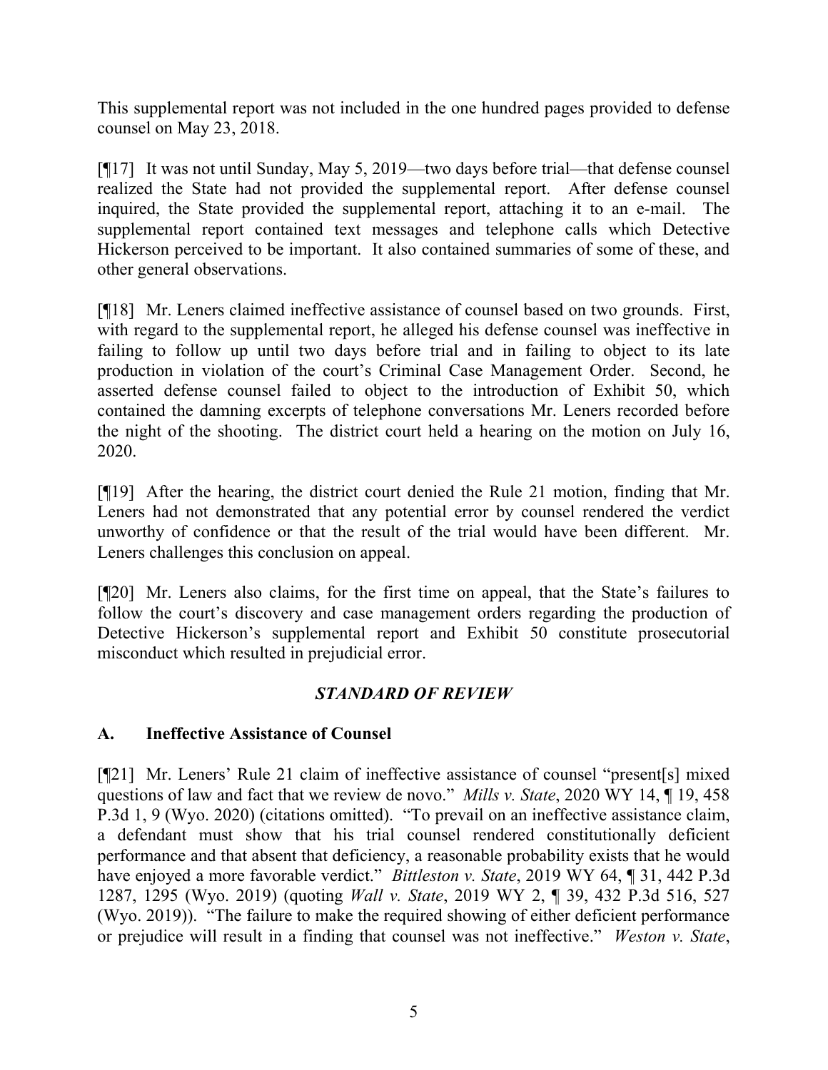This supplemental report was not included in the one hundred pages provided to defense counsel on May 23, 2018.

[¶17] It was not until Sunday, May 5, 2019—two days before trial—that defense counsel realized the State had not provided the supplemental report. After defense counsel inquired, the State provided the supplemental report, attaching it to an e-mail. The supplemental report contained text messages and telephone calls which Detective Hickerson perceived to be important. It also contained summaries of some of these, and other general observations.

[¶18] Mr. Leners claimed ineffective assistance of counsel based on two grounds. First, with regard to the supplemental report, he alleged his defense counsel was ineffective in failing to follow up until two days before trial and in failing to object to its late production in violation of the court's Criminal Case Management Order. Second, he asserted defense counsel failed to object to the introduction of Exhibit 50, which contained the damning excerpts of telephone conversations Mr. Leners recorded before the night of the shooting. The district court held a hearing on the motion on July 16, 2020.

[¶19] After the hearing, the district court denied the Rule 21 motion, finding that Mr. Leners had not demonstrated that any potential error by counsel rendered the verdict unworthy of confidence or that the result of the trial would have been different. Mr. Leners challenges this conclusion on appeal.

[¶20] Mr. Leners also claims, for the first time on appeal, that the State's failures to follow the court's discovery and case management orders regarding the production of Detective Hickerson's supplemental report and Exhibit 50 constitute prosecutorial misconduct which resulted in prejudicial error.

## *STANDARD OF REVIEW*

### A. Ineffective Assistance of Counsel

[¶21] Mr. Leners' Rule 21 claim of ineffective assistance of counsel "present[s] mixed questions of law and fact that we review de novo." *Mills v. State*, 2020 WY 14, ¶ 19, 458 P.3d 1, 9 (Wyo. 2020) (citations omitted). "To prevail on an ineffective assistance claim, a defendant must show that his trial counsel rendered constitutionally deficient performance and that absent that deficiency, a reasonable probability exists that he would have enjoyed a more favorable verdict." *Bittleston v. State*, 2019 WY 64, ¶ 31, 442 P.3d 1287, 1295 (Wyo. 2019) (quoting *Wall v. State*, 2019 WY 2, ¶ 39, 432 P.3d 516, 527 (Wyo. 2019)). "The failure to make the required showing of either deficient performance or prejudice will result in a finding that counsel was not ineffective." *Weston v. State*,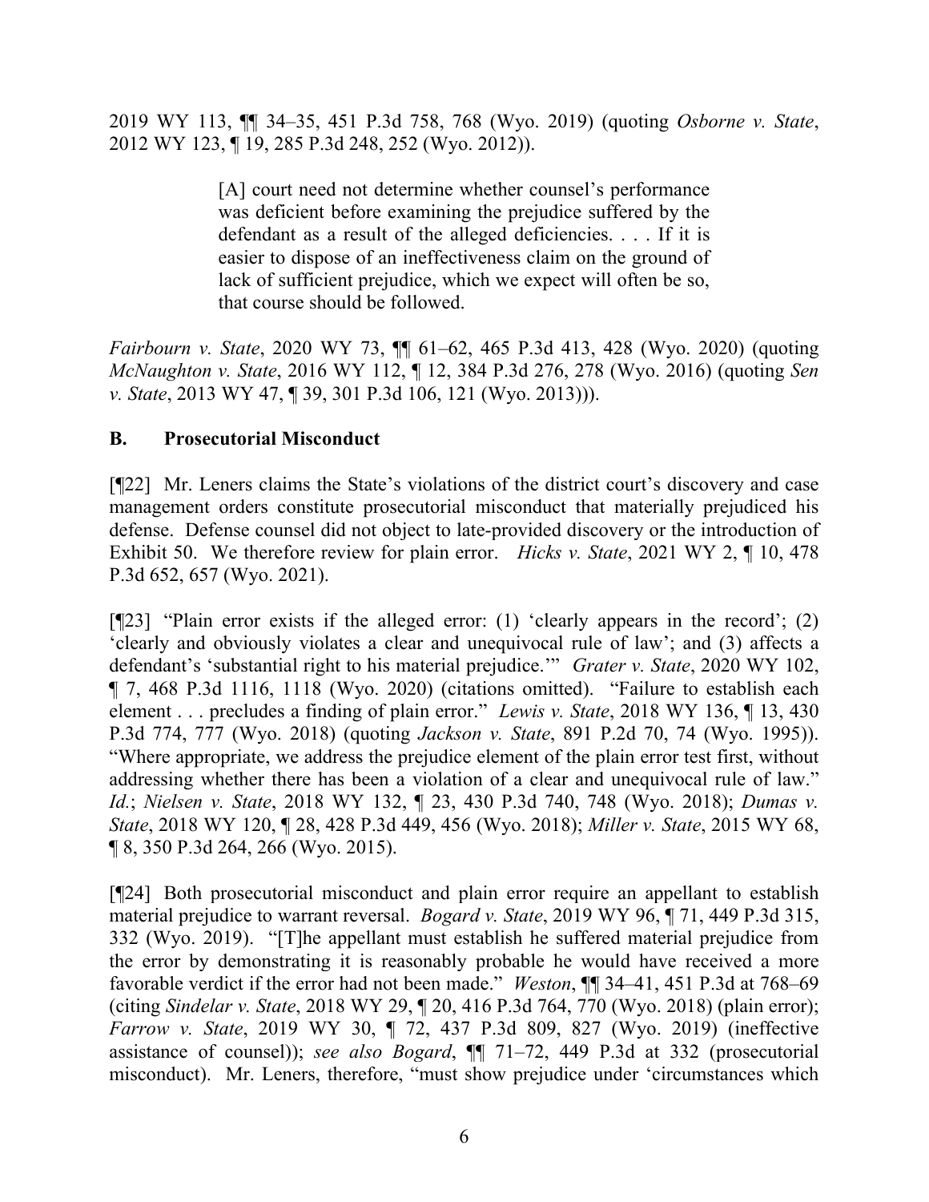2019 WY 113, ¶¶ 34–35, 451 P.3d 758, 768 (Wyo. 2019) (quoting *Osborne v. State*, 2012 WY 123, ¶ 19, 285 P.3d 248, 252 (Wyo. 2012)).

> [A] court need not determine whether counsel's performance was deficient before examining the prejudice suffered by the defendant as a result of the alleged deficiencies. . . . If it is easier to dispose of an ineffectiveness claim on the ground of lack of sufficient prejudice, which we expect will often be so, that course should be followed.

*Fairbourn v. State*, 2020 WY 73, ¶¶ 61–62, 465 P.3d 413, 428 (Wyo. 2020) (quoting *McNaughton v. State*, 2016 WY 112, ¶ 12, 384 P.3d 276, 278 (Wyo. 2016) (quoting *Sen v. State*, 2013 WY 47, ¶ 39, 301 P.3d 106, 121 (Wyo. 2013))).

## B. Prosecutorial Misconduct

[¶22] Mr. Leners claims the State's violations of the district court's discovery and case management orders constitute prosecutorial misconduct that materially prejudiced his defense. Defense counsel did not object to late-provided discovery or the introduction of Exhibit 50. We therefore review for plain error. *Hicks v. State*, 2021 WY 2, ¶ 10, 478 P.3d 652, 657 (Wyo. 2021).

[¶23] "Plain error exists if the alleged error: (1) 'clearly appears in the record'; (2) 'clearly and obviously violates a clear and unequivocal rule of law'; and (3) affects a defendant's 'substantial right to his material prejudice.'" *Grater v. State*, 2020 WY 102, ¶ 7, 468 P.3d 1116, 1118 (Wyo. 2020) (citations omitted). "Failure to establish each element . . . precludes a finding of plain error." *Lewis v. State*, 2018 WY 136, ¶ 13, 430 P.3d 774, 777 (Wyo. 2018) (quoting *Jackson v. State*, 891 P.2d 70, 74 (Wyo. 1995)). "Where appropriate, we address the prejudice element of the plain error test first, without addressing whether there has been a violation of a clear and unequivocal rule of law." *Id.*; *Nielsen v. State*, 2018 WY 132, ¶ 23, 430 P.3d 740, 748 (Wyo. 2018); *Dumas v. State*, 2018 WY 120, ¶ 28, 428 P.3d 449, 456 (Wyo. 2018); *Miller v. State*, 2015 WY 68, ¶ 8, 350 P.3d 264, 266 (Wyo. 2015).

[¶24] Both prosecutorial misconduct and plain error require an appellant to establish material prejudice to warrant reversal. *Bogard v. State*, 2019 WY 96, ¶ 71, 449 P.3d 315, 332 (Wyo. 2019). "[T]he appellant must establish he suffered material prejudice from the error by demonstrating it is reasonably probable he would have received a more favorable verdict if the error had not been made." *Weston*, ¶¶ 34–41, 451 P.3d at 768–69 (citing *Sindelar v. State*, 2018 WY 29, ¶ 20, 416 P.3d 764, 770 (Wyo. 2018) (plain error); *Farrow v. State*, 2019 WY 30, ¶ 72, 437 P.3d 809, 827 (Wyo. 2019) (ineffective assistance of counsel)); *see also Bogard*, ¶¶ 71–72, 449 P.3d at 332 (prosecutorial misconduct). Mr. Leners, therefore, "must show prejudice under 'circumstances which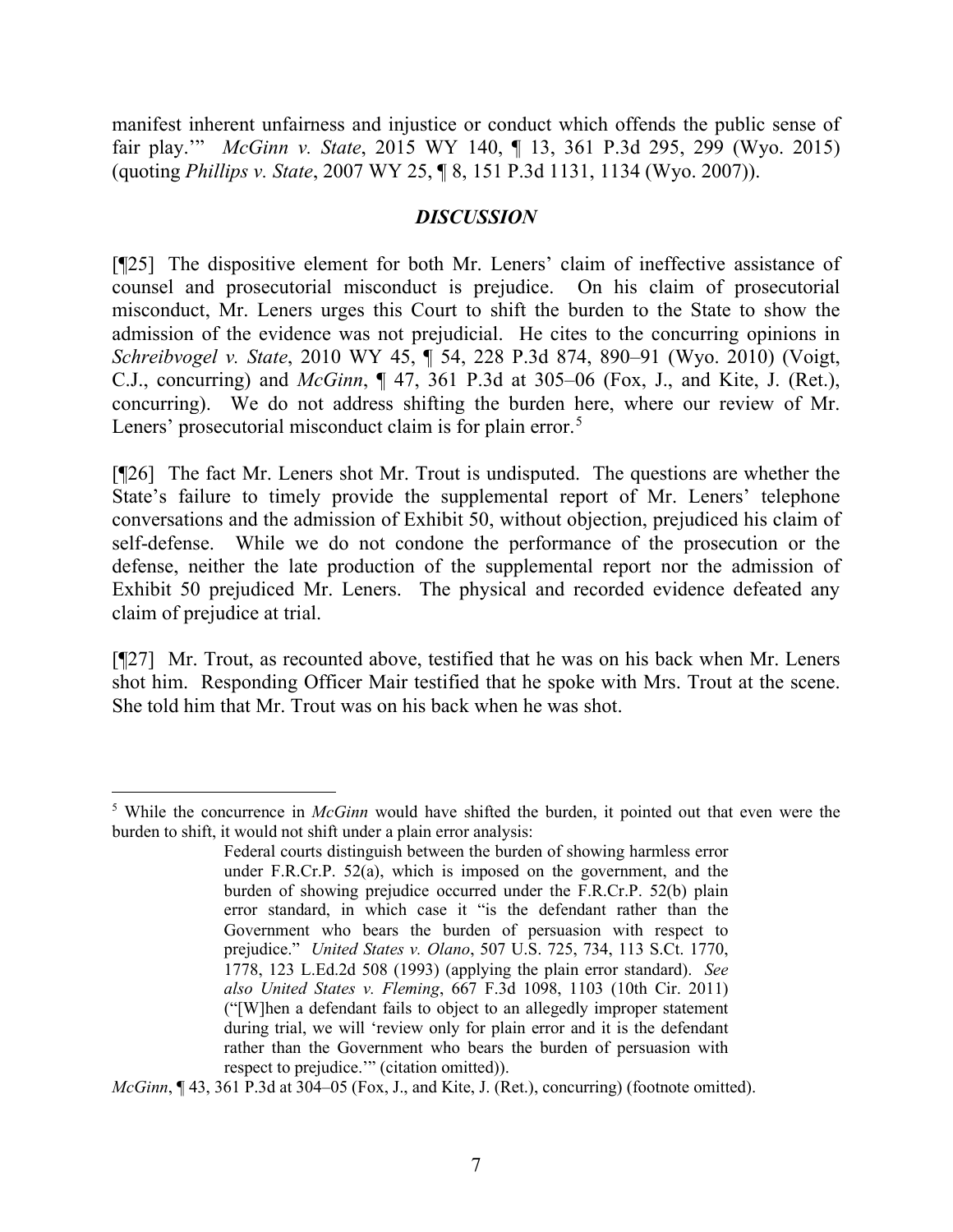manifest inherent unfairness and injustice or conduct which offends the public sense of fair play.'" *McGinn v. State*, 2015 WY 140, ¶ 13, 361 P.3d 295, 299 (Wyo. 2015) (quoting *Phillips v. State*, 2007 WY 25, ¶ 8, 151 P.3d 1131, 1134 (Wyo. 2007)).

## *DISCUSSION*

[¶25] The dispositive element for both Mr. Leners' claim of ineffective assistance of counsel and prosecutorial misconduct is prejudice. On his claim of prosecutorial misconduct, Mr. Leners urges this Court to shift the burden to the State to show the admission of the evidence was not prejudicial. He cites to the concurring opinions in *Schreibvogel v. State*, 2010 WY 45, ¶ 54, 228 P.3d 874, 890–91 (Wyo. 2010) (Voigt, C.J., concurring) and *McGinn*, ¶ 47, 361 P.3d at 305–06 (Fox, J., and Kite, J. (Ret.), concurring). We do not address shifting the burden here, where our review of Mr. Leners' prosecutorial misconduct claim is for plain error.[5]

[¶26] The fact Mr. Leners shot Mr. Trout is undisputed. The questions are whether the State's failure to timely provide the supplemental report of Mr. Leners' telephone conversations and the admission of Exhibit 50, without objection, prejudiced his claim of self-defense. While we do not condone the performance of the prosecution or the defense, neither the late production of the supplemental report nor the admission of Exhibit 50 prejudiced Mr. Leners. The physical and recorded evidence defeated any claim of prejudice at trial.

[¶27] Mr. Trout, as recounted above, testified that he was on his back when Mr. Leners shot him. Responding Officer Mair testified that he spoke with Mrs. Trout at the scene. She told him that Mr. Trout was on his back when he was shot.

---

[5] While the concurrence in *McGinn* would have shifted the burden, it pointed out that even were the burden to shift, it would not shift under a plain error analysis:

> Federal courts distinguish between the burden of showing harmless error under F.R.Cr.P. 52(a), which is imposed on the government, and the burden of showing prejudice occurred under the F.R.Cr.P. 52(b) plain error standard, in which case it "is the defendant rather than the Government who bears the burden of persuasion with respect to prejudice." *United States v. Olano*, 507 U.S. 725, 734, 113 S.Ct. 1770, 1778, 123 L.Ed.2d 508 (1993) (applying the plain error standard). *See also United States v. Fleming*, 667 F.3d 1098, 1103 (10th Cir. 2011) ("[W]hen a defendant fails to object to an allegedly improper statement during trial, we will 'review only for plain error and it is the defendant rather than the Government who bears the burden of persuasion with respect to prejudice.'" (citation omitted)).

*McGinn*, ¶ 43, 361 P.3d at 304–05 (Fox, J., and Kite, J. (Ret.), concurring) (footnote omitted).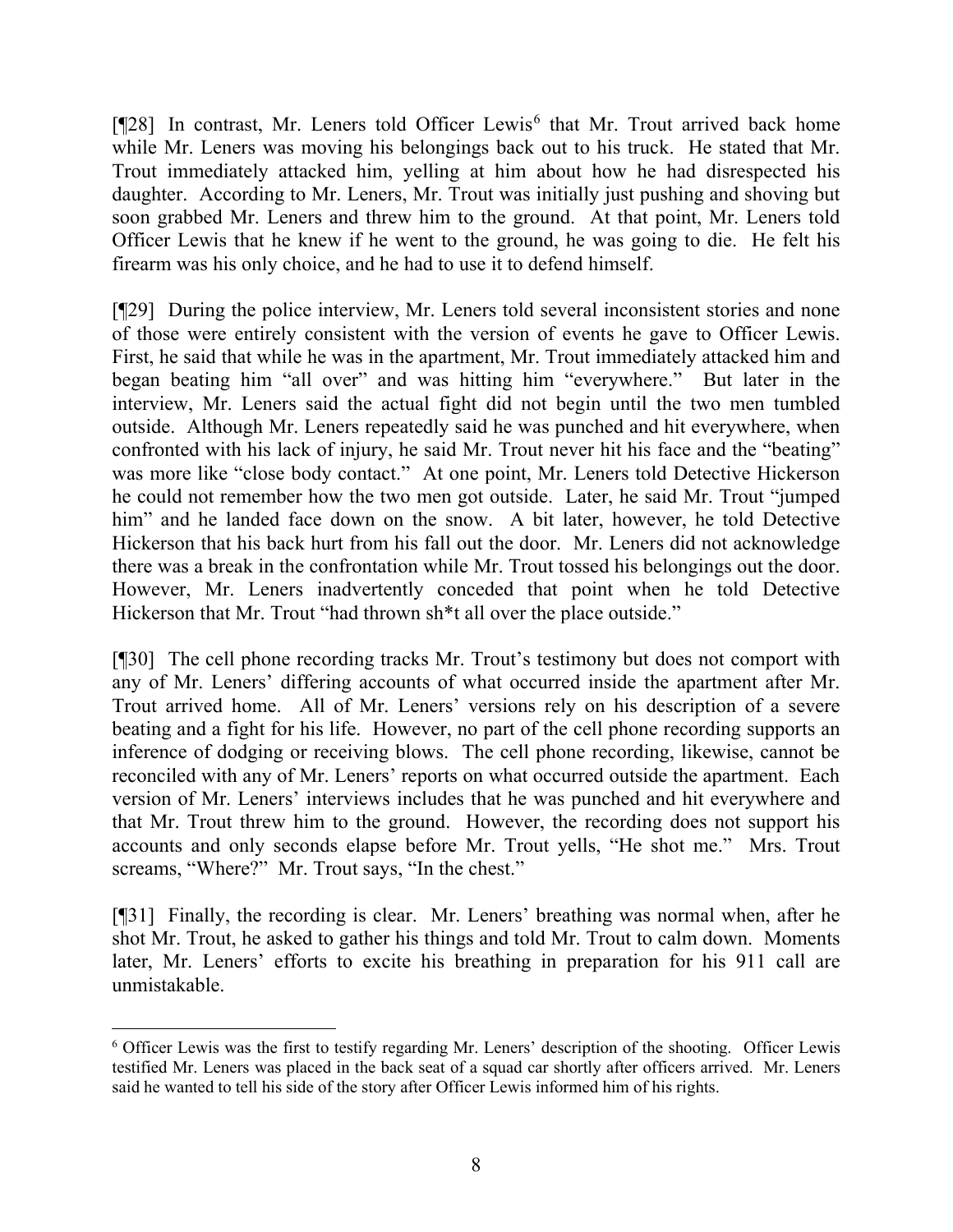[¶28] In contrast, Mr. Leners told Officer Lewis[6] that Mr. Trout arrived back home while Mr. Leners was moving his belongings back out to his truck. He stated that Mr. Trout immediately attacked him, yelling at him about how he had disrespected his daughter. According to Mr. Leners, Mr. Trout was initially just pushing and shoving but soon grabbed Mr. Leners and threw him to the ground. At that point, Mr. Leners told Officer Lewis that he knew if he went to the ground, he was going to die. He felt his firearm was his only choice, and he had to use it to defend himself.

[¶29] During the police interview, Mr. Leners told several inconsistent stories and none of those were entirely consistent with the version of events he gave to Officer Lewis. First, he said that while he was in the apartment, Mr. Trout immediately attacked him and began beating him "all over" and was hitting him "everywhere." But later in the interview, Mr. Leners said the actual fight did not begin until the two men tumbled outside. Although Mr. Leners repeatedly said he was punched and hit everywhere, when confronted with his lack of injury, he said Mr. Trout never hit his face and the "beating" was more like "close body contact." At one point, Mr. Leners told Detective Hickerson he could not remember how the two men got outside. Later, he said Mr. Trout "jumped him" and he landed face down on the snow. A bit later, however, he told Detective Hickerson that his back hurt from his fall out the door. Mr. Leners did not acknowledge there was a break in the confrontation while Mr. Trout tossed his belongings out the door. However, Mr. Leners inadvertently conceded that point when he told Detective Hickerson that Mr. Trout "had thrown sh*t all over the place outside."

[¶30] The cell phone recording tracks Mr. Trout's testimony but does not comport with any of Mr. Leners' differing accounts of what occurred inside the apartment after Mr. Trout arrived home. All of Mr. Leners' versions rely on his description of a severe beating and a fight for his life. However, no part of the cell phone recording supports an inference of dodging or receiving blows. The cell phone recording, likewise, cannot be reconciled with any of Mr. Leners' reports on what occurred outside the apartment. Each version of Mr. Leners' interviews includes that he was punched and hit everywhere and that Mr. Trout threw him to the ground. However, the recording does not support his accounts and only seconds elapse before Mr. Trout yells, "He shot me." Mrs. Trout screams, "Where?" Mr. Trout says, "In the chest."

[¶31] Finally, the recording is clear. Mr. Leners' breathing was normal when, after he shot Mr. Trout, he asked to gather his things and told Mr. Trout to calm down. Moments later, Mr. Leners' efforts to excite his breathing in preparation for his 911 call are unmistakable.

---

[6] Officer Lewis was the first to testify regarding Mr. Leners' description of the shooting. Officer Lewis testified Mr. Leners was placed in the back seat of a squad car shortly after officers arrived. Mr. Leners said he wanted to tell his side of the story after Officer Lewis informed him of his rights.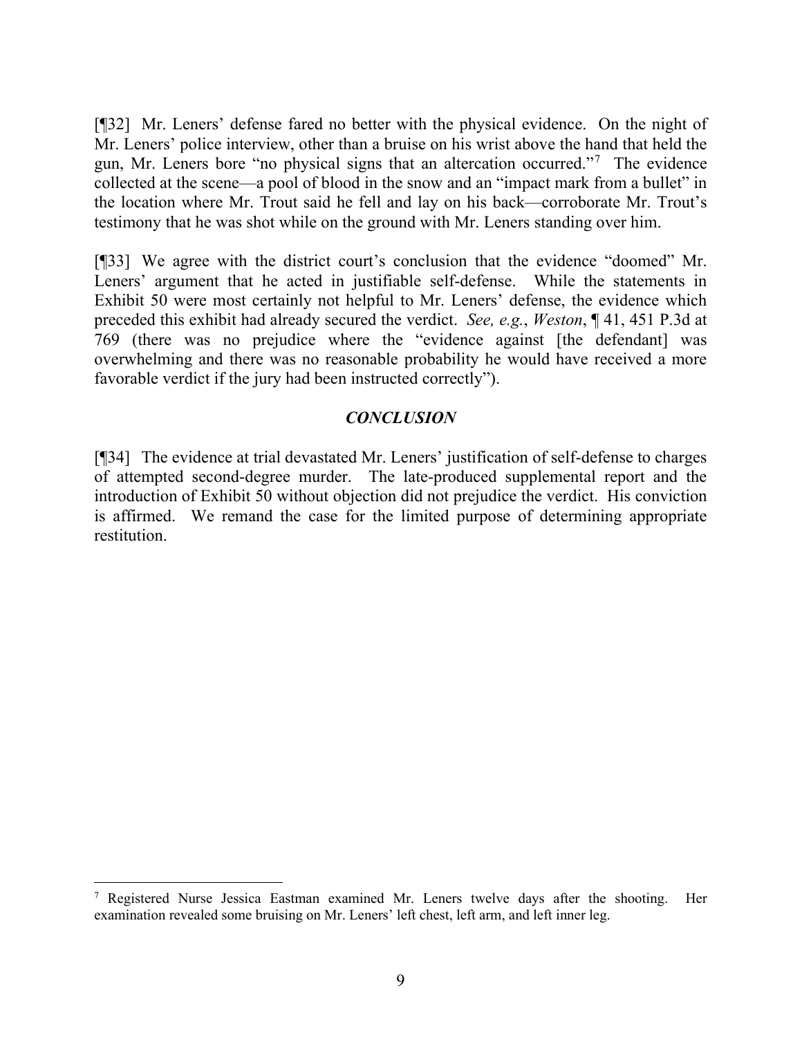[¶32] Mr. Leners' defense fared no better with the physical evidence. On the night of Mr. Leners' police interview, other than a bruise on his wrist above the hand that held the gun, Mr. Leners bore "no physical signs that an altercation occurred."[7] The evidence collected at the scene—a pool of blood in the snow and an "impact mark from a bullet" in the location where Mr. Trout said he fell and lay on his back—corroborate Mr. Trout's testimony that he was shot while on the ground with Mr. Leners standing over him.

[¶33] We agree with the district court's conclusion that the evidence "doomed" Mr. Leners' argument that he acted in justifiable self-defense. While the statements in Exhibit 50 were most certainly not helpful to Mr. Leners' defense, the evidence which preceded this exhibit had already secured the verdict. *See, e.g.*, *Weston*, ¶ 41, 451 P.3d at 769 (there was no prejudice where the "evidence against [the defendant] was overwhelming and there was no reasonable probability he would have received a more favorable verdict if the jury had been instructed correctly").

## *CONCLUSION*

[¶34] The evidence at trial devastated Mr. Leners' justification of self-defense to charges of attempted second-degree murder. The late-produced supplemental report and the introduction of Exhibit 50 without objection did not prejudice the verdict. His conviction is affirmed. We remand the case for the limited purpose of determining appropriate restitution.

---

[7] Registered Nurse Jessica Eastman examined Mr. Leners twelve days after the shooting. Her examination revealed some bruising on Mr. Leners' left chest, left arm, and left inner leg.